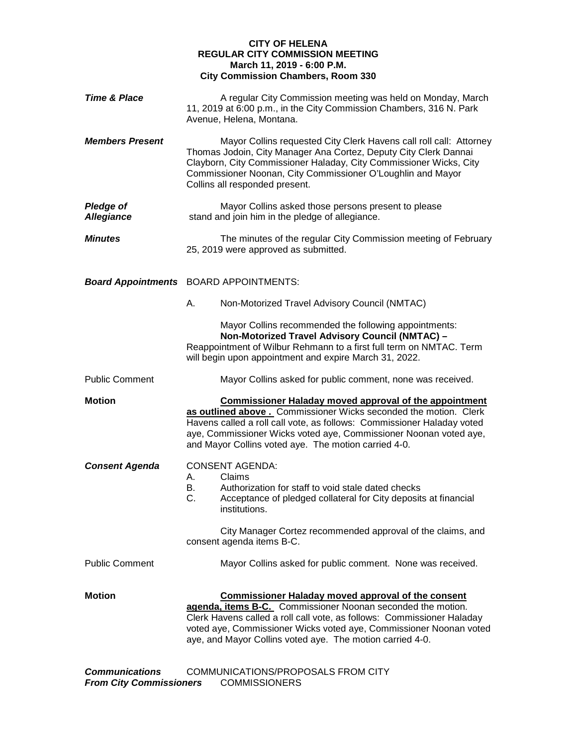**CITY OF HELENA**
**REGULAR CITY COMMISSION MEETING**
**March 11, 2019 - 6:00 P.M.**
**City Commission Chambers, Room 330**

***Time & Place***

A regular City Commission meeting was held on Monday, March 11, 2019 at 6:00 p.m., in the City Commission Chambers, 316 N. Park Avenue, Helena, Montana.

***Members Present***

Mayor Collins requested City Clerk Havens call roll call: Attorney Thomas Jodoin, City Manager Ana Cortez, Deputy City Clerk Dannai Clayborn, City Commissioner Haladay, City Commissioner Wicks, City Commissioner Noonan, City Commissioner O'Loughlin and Mayor Collins all responded present.

***Pledge of Allegiance***

Mayor Collins asked those persons present to please stand and join him in the pledge of allegiance.

***Minutes***

The minutes of the regular City Commission meeting of February 25, 2019 were approved as submitted.

***Board Appointments***

BOARD APPOINTMENTS:

A. Non-Motorized Travel Advisory Council (NMTAC)

Mayor Collins recommended the following appointments:
**Non-Motorized Travel Advisory Council (NMTAC) –**
Reappointment of Wilbur Rehmann to a first full term on NMTAC. Term will begin upon appointment and expire March 31, 2022.

Public Comment

Mayor Collins asked for public comment, none was received.

**Motion**

**Commissioner Haladay moved approval of the appointment as outlined above .** Commissioner Wicks seconded the motion. Clerk Havens called a roll call vote, as follows: Commissioner Haladay voted aye, Commissioner Wicks voted aye, Commissioner Noonan voted aye, and Mayor Collins voted aye. The motion carried 4-0.

***Consent Agenda***

CONSENT AGENDA:

A. Claims
B. Authorization for staff to void stale dated checks
C. Acceptance of pledged collateral for City deposits at financial institutions.

City Manager Cortez recommended approval of the claims, and consent agenda items B-C.

Public Comment

Mayor Collins asked for public comment. None was received.

**Motion**

**Commissioner Haladay moved approval of the consent agenda, items B-C.** Commissioner Noonan seconded the motion. Clerk Havens called a roll call vote, as follows: Commissioner Haladay voted aye, Commissioner Wicks voted aye, Commissioner Noonan voted aye, and Mayor Collins voted aye. The motion carried 4-0.

***Communications From City Commissioners***

COMMUNICATIONS/PROPOSALS FROM CITY COMMISSIONERS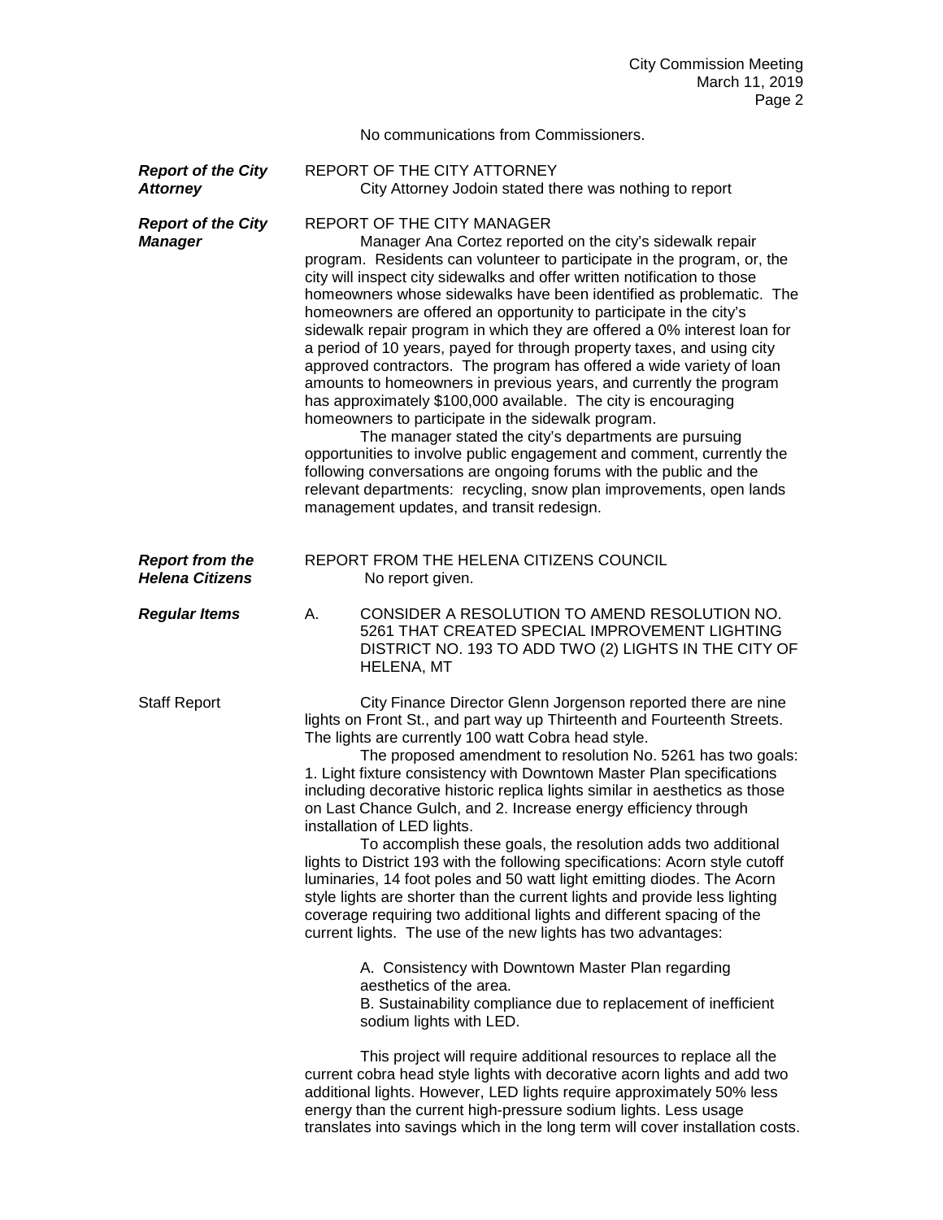No communications from Commissioners.

***Report of the City Attorney***

REPORT OF THE CITY ATTORNEY

City Attorney Jodoin stated there was nothing to report

***Report of the City Manager***

REPORT OF THE CITY MANAGER

Manager Ana Cortez reported on the city's sidewalk repair program. Residents can volunteer to participate in the program, or, the city will inspect city sidewalks and offer written notification to those homeowners whose sidewalks have been identified as problematic. The homeowners are offered an opportunity to participate in the city's sidewalk repair program in which they are offered a 0% interest loan for a period of 10 years, payed for through property taxes, and using city approved contractors. The program has offered a wide variety of loan amounts to homeowners in previous years, and currently the program has approximately $100,000 available. The city is encouraging homeowners to participate in the sidewalk program.

The manager stated the city's departments are pursuing opportunities to involve public engagement and comment, currently the following conversations are ongoing forums with the public and the relevant departments: recycling, snow plan improvements, open lands management updates, and transit redesign.

***Report from the Helena Citizens***

REPORT FROM THE HELENA CITIZENS COUNCIL

No report given.

***Regular Items***

A. CONSIDER A RESOLUTION TO AMEND RESOLUTION NO. 5261 THAT CREATED SPECIAL IMPROVEMENT LIGHTING DISTRICT NO. 193 TO ADD TWO (2) LIGHTS IN THE CITY OF HELENA, MT

Staff Report

City Finance Director Glenn Jorgenson reported there are nine lights on Front St., and part way up Thirteenth and Fourteenth Streets. The lights are currently 100 watt Cobra head style.

The proposed amendment to resolution No. 5261 has two goals: 1. Light fixture consistency with Downtown Master Plan specifications including decorative historic replica lights similar in aesthetics as those on Last Chance Gulch, and 2. Increase energy efficiency through installation of LED lights.

To accomplish these goals, the resolution adds two additional lights to District 193 with the following specifications: Acorn style cutoff luminaries, 14 foot poles and 50 watt light emitting diodes. The Acorn style lights are shorter than the current lights and provide less lighting coverage requiring two additional lights and different spacing of the current lights. The use of the new lights has two advantages:

A. Consistency with Downtown Master Plan regarding aesthetics of the area.
B. Sustainability compliance due to replacement of inefficient sodium lights with LED.

This project will require additional resources to replace all the current cobra head style lights with decorative acorn lights and add two additional lights. However, LED lights require approximately 50% less energy than the current high-pressure sodium lights. Less usage translates into savings which in the long term will cover installation costs.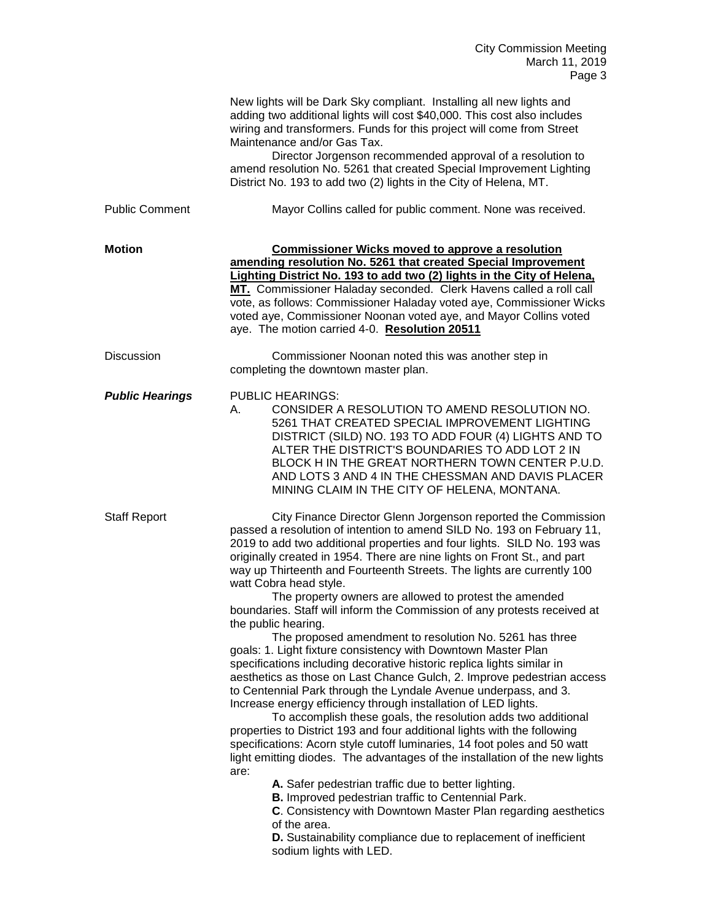New lights will be Dark Sky compliant. Installing all new lights and adding two additional lights will cost $40,000. This cost also includes wiring and transformers. Funds for this project will come from Street Maintenance and/or Gas Tax.

Director Jorgenson recommended approval of a resolution to amend resolution No. 5261 that created Special Improvement Lighting District No. 193 to add two (2) lights in the City of Helena, MT.

Public Comment — Mayor Collins called for public comment. None was received.

**Motion** — **Commissioner Wicks moved to approve a resolution amending resolution No. 5261 that created Special Improvement Lighting District No. 193 to add two (2) lights in the City of Helena, MT.** Commissioner Haladay seconded. Clerk Havens called a roll call vote, as follows: Commissioner Haladay voted aye, Commissioner Wicks voted aye, Commissioner Noonan voted aye, and Mayor Collins voted aye. The motion carried 4-0. **Resolution 20511**

Discussion — Commissioner Noonan noted this was another step in completing the downtown master plan.

***Public Hearings*** — PUBLIC HEARINGS:

A. CONSIDER A RESOLUTION TO AMEND RESOLUTION NO. 5261 THAT CREATED SPECIAL IMPROVEMENT LIGHTING DISTRICT (SILD) NO. 193 TO ADD FOUR (4) LIGHTS AND TO ALTER THE DISTRICT'S BOUNDARIES TO ADD LOT 2 IN BLOCK H IN THE GREAT NORTHERN TOWN CENTER P.U.D. AND LOTS 3 AND 4 IN THE CHESSMAN AND DAVIS PLACER MINING CLAIM IN THE CITY OF HELENA, MONTANA.

Staff Report — City Finance Director Glenn Jorgenson reported the Commission passed a resolution of intention to amend SILD No. 193 on February 11, 2019 to add two additional properties and four lights. SILD No. 193 was originally created in 1954. There are nine lights on Front St., and part way up Thirteenth and Fourteenth Streets. The lights are currently 100 watt Cobra head style.

The property owners are allowed to protest the amended boundaries. Staff will inform the Commission of any protests received at the public hearing.

The proposed amendment to resolution No. 5261 has three goals: 1. Light fixture consistency with Downtown Master Plan specifications including decorative historic replica lights similar in aesthetics as those on Last Chance Gulch, 2. Improve pedestrian access to Centennial Park through the Lyndale Avenue underpass, and 3. Increase energy efficiency through installation of LED lights.

To accomplish these goals, the resolution adds two additional properties to District 193 and four additional lights with the following specifications: Acorn style cutoff luminaries, 14 foot poles and 50 watt light emitting diodes. The advantages of the installation of the new lights are:

**A.** Safer pedestrian traffic due to better lighting.

**B.** Improved pedestrian traffic to Centennial Park.

**C**. Consistency with Downtown Master Plan regarding aesthetics of the area.

**D.** Sustainability compliance due to replacement of inefficient sodium lights with LED.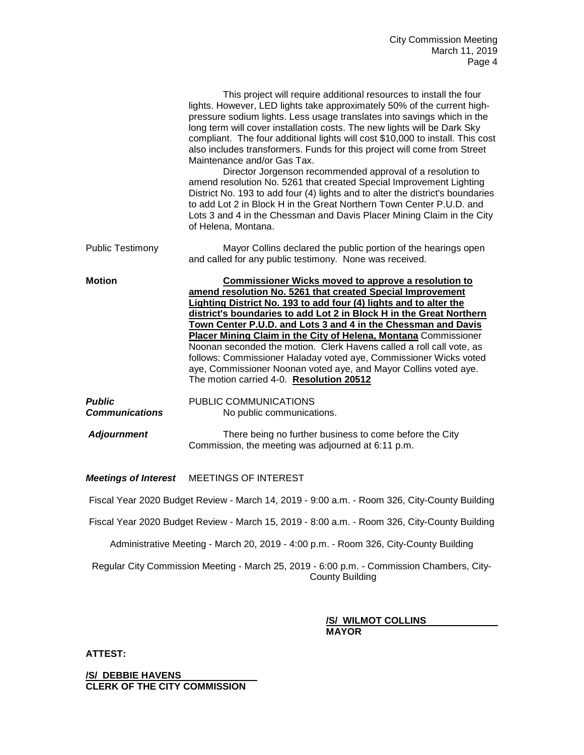This project will require additional resources to install the four lights. However, LED lights take approximately 50% of the current high-pressure sodium lights. Less usage translates into savings which in the long term will cover installation costs. The new lights will be Dark Sky compliant. The four additional lights will cost $10,000 to install. This cost also includes transformers. Funds for this project will come from Street Maintenance and/or Gas Tax.

Director Jorgenson recommended approval of a resolution to amend resolution No. 5261 that created Special Improvement Lighting District No. 193 to add four (4) lights and to alter the district's boundaries to add Lot 2 in Block H in the Great Northern Town Center P.U.D. and Lots 3 and 4 in the Chessman and Davis Placer Mining Claim in the City of Helena, Montana.

Public Testimony

Mayor Collins declared the public portion of the hearings open and called for any public testimony. None was received.

**Motion**

**Commissioner Wicks moved to approve a resolution to amend resolution No. 5261 that created Special Improvement Lighting District No. 193 to add four (4) lights and to alter the district's boundaries to add Lot 2 in Block H in the Great Northern Town Center P.U.D. and Lots 3 and 4 in the Chessman and Davis Placer Mining Claim in the City of Helena, Montana** Commissioner Noonan seconded the motion. Clerk Havens called a roll call vote, as follows: Commissioner Haladay voted aye, Commissioner Wicks voted aye, Commissioner Noonan voted aye, and Mayor Collins voted aye. The motion carried 4-0. **Resolution 20512**

***Public Communications***

PUBLIC COMMUNICATIONS

No public communications.

***Adjournment***

There being no further business to come before the City Commission, the meeting was adjourned at 6:11 p.m.

***Meetings of Interest***

MEETINGS OF INTEREST

Fiscal Year 2020 Budget Review - March 14, 2019 - 9:00 a.m. - Room 326, City-County Building

Fiscal Year 2020 Budget Review - March 15, 2019 - 8:00 a.m. - Room 326, City-County Building

Administrative Meeting - March 20, 2019 - 4:00 p.m. - Room 326, City-County Building

Regular City Commission Meeting - March 25, 2019 - 6:00 p.m. - Commission Chambers, City-County Building

**/S/ WILMOT COLLINS**
**MAYOR**

**ATTEST:**

**/S/ DEBBIE HAVENS**
**CLERK OF THE CITY COMMISSION**